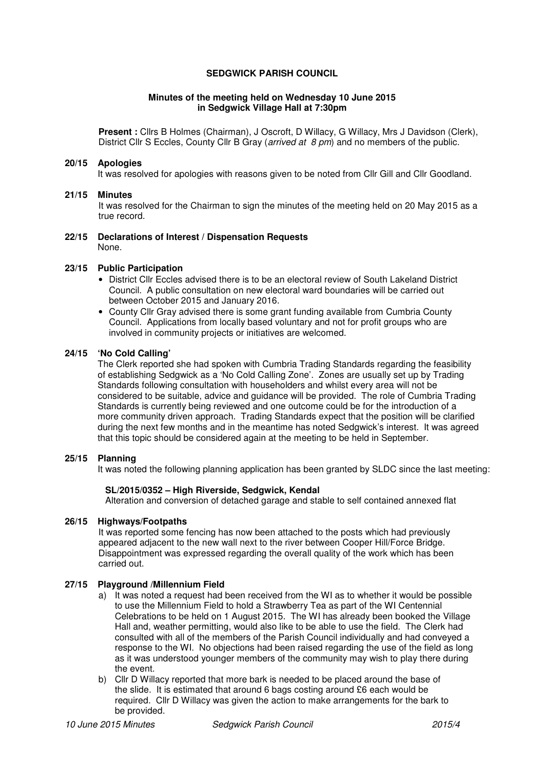# SEDGWICK PARISH COUNCIL

**Minutes of the meeting held on Wednesday 10 June 2015 in Sedgwick Village Hall at 7:30pm**

**Present :** Cllrs B Holmes (Chairman), J Oscroft, D Willacy, G Willacy, Mrs J Davidson (Clerk), District Cllr S Eccles, County Cllr B Gray (*arrived at 8 pm*) and no members of the public.

**20/15 Apologies**

It was resolved for apologies with reasons given to be noted from Cllr Gill and Cllr Goodland.

**21/15 Minutes**

It was resolved for the Chairman to sign the minutes of the meeting held on 20 May 2015 as a true record.

**22/15 Declarations of Interest / Dispensation Requests**

None.

**23/15 Public Participation**

- District Cllr Eccles advised there is to be an electoral review of South Lakeland District Council. A public consultation on new electoral ward boundaries will be carried out between October 2015 and January 2016.
- County Cllr Gray advised there is some grant funding available from Cumbria County Council. Applications from locally based voluntary and not for profit groups who are involved in community projects or initiatives are welcomed.

**24/15 'No Cold Calling'**

The Clerk reported she had spoken with Cumbria Trading Standards regarding the feasibility of establishing Sedgwick as a 'No Cold Calling Zone'. Zones are usually set up by Trading Standards following consultation with householders and whilst every area will not be considered to be suitable, advice and guidance will be provided. The role of Cumbria Trading Standards is currently being reviewed and one outcome could be for the introduction of a more community driven approach. Trading Standards expect that the position will be clarified during the next few months and in the meantime has noted Sedgwick's interest. It was agreed that this topic should be considered again at the meeting to be held in September.

**25/15 Planning**

It was noted the following planning application has been granted by SLDC since the last meeting:

**SL/2015/0352 – High Riverside, Sedgwick, Kendal**
Alteration and conversion of detached garage and stable to self contained annexed flat

**26/15 Highways/Footpaths**

It was reported some fencing has now been attached to the posts which had previously appeared adjacent to the new wall next to the river between Cooper Hill/Force Bridge. Disappointment was expressed regarding the overall quality of the work which has been carried out.

**27/15 Playground /Millennium Field**

a) It was noted a request had been received from the WI as to whether it would be possible to use the Millennium Field to hold a Strawberry Tea as part of the WI Centennial Celebrations to be held on 1 August 2015. The WI has already been booked the Village Hall and, weather permitting, would also like to be able to use the field. The Clerk had consulted with all of the members of the Parish Council individually and had conveyed a response to the WI. No objections had been raised regarding the use of the field as long as it was understood younger members of the community may wish to play there during the event.

b) Cllr D Willacy reported that more bark is needed to be placed around the base of the slide. It is estimated that around 6 bags costing around £6 each would be required. Cllr D Willacy was given the action to make arrangements for the bark to be provided.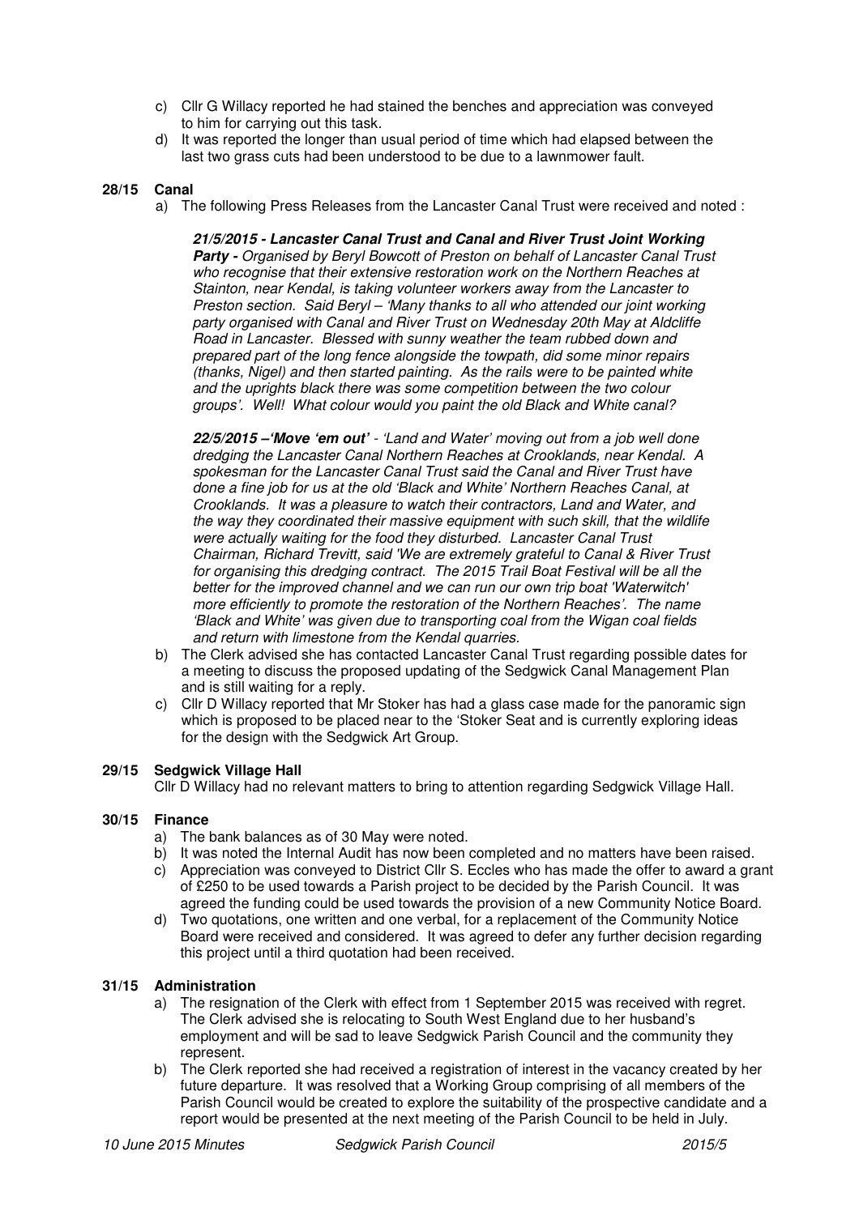c) Cllr G Willacy reported he had stained the benches and appreciation was conveyed to him for carrying out this task.

d) It was reported the longer than usual period of time which had elapsed between the last two grass cuts had been understood to be due to a lawnmower fault.

**28/15 Canal**

a) The following Press Releases from the Lancaster Canal Trust were received and noted :

***21/5/2015 - Lancaster Canal Trust and Canal and River Trust Joint Working Party -*** *Organised by Beryl Bowcott of Preston on behalf of Lancaster Canal Trust who recognise that their extensive restoration work on the Northern Reaches at Stainton, near Kendal, is taking volunteer workers away from the Lancaster to Preston section. Said Beryl – 'Many thanks to all who attended our joint working party organised with Canal and River Trust on Wednesday 20th May at Aldcliffe Road in Lancaster. Blessed with sunny weather the team rubbed down and prepared part of the long fence alongside the towpath, did some minor repairs (thanks, Nigel) and then started painting. As the rails were to be painted white and the uprights black there was some competition between the two colour groups'. Well! What colour would you paint the old Black and White canal?*

***22/5/2015 –'Move 'em out'*** *- 'Land and Water' moving out from a job well done dredging the Lancaster Canal Northern Reaches at Crooklands, near Kendal. A spokesman for the Lancaster Canal Trust said the Canal and River Trust have done a fine job for us at the old 'Black and White' Northern Reaches Canal, at Crooklands. It was a pleasure to watch their contractors, Land and Water, and the way they coordinated their massive equipment with such skill, that the wildlife were actually waiting for the food they disturbed. Lancaster Canal Trust Chairman, Richard Trevitt, said 'We are extremely grateful to Canal & River Trust for organising this dredging contract. The 2015 Trail Boat Festival will be all the better for the improved channel and we can run our own trip boat 'Waterwitch' more efficiently to promote the restoration of the Northern Reaches'. The name 'Black and White' was given due to transporting coal from the Wigan coal fields and return with limestone from the Kendal quarries.*

b) The Clerk advised she has contacted Lancaster Canal Trust regarding possible dates for a meeting to discuss the proposed updating of the Sedgwick Canal Management Plan and is still waiting for a reply.

c) Cllr D Willacy reported that Mr Stoker has had a glass case made for the panoramic sign which is proposed to be placed near to the 'Stoker Seat and is currently exploring ideas for the design with the Sedgwick Art Group.

**29/15 Sedgwick Village Hall**

Cllr D Willacy had no relevant matters to bring to attention regarding Sedgwick Village Hall.

**30/15 Finance**

a) The bank balances as of 30 May were noted.

b) It was noted the Internal Audit has now been completed and no matters have been raised.

c) Appreciation was conveyed to District Cllr S. Eccles who has made the offer to award a grant of £250 to be used towards a Parish project to be decided by the Parish Council. It was agreed the funding could be used towards the provision of a new Community Notice Board.

d) Two quotations, one written and one verbal, for a replacement of the Community Notice Board were received and considered. It was agreed to defer any further decision regarding this project until a third quotation had been received.

**31/15 Administration**

a) The resignation of the Clerk with effect from 1 September 2015 was received with regret. The Clerk advised she is relocating to South West England due to her husband's employment and will be sad to leave Sedgwick Parish Council and the community they represent.

b) The Clerk reported she had received a registration of interest in the vacancy created by her future departure. It was resolved that a Working Group comprising of all members of the Parish Council would be created to explore the suitability of the prospective candidate and a report would be presented at the next meeting of the Parish Council to be held in July.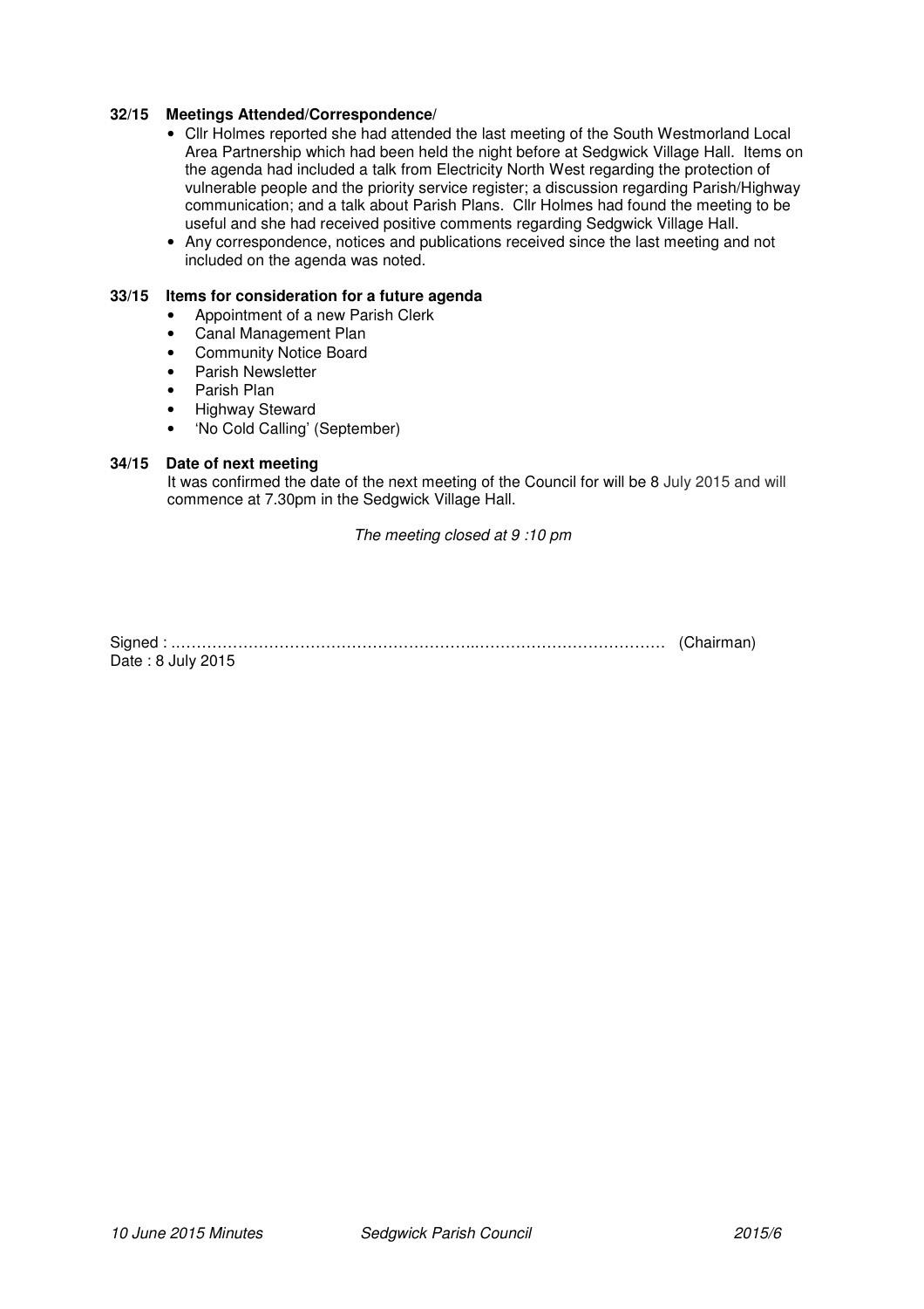**32/15 Meetings Attended/Correspondence/**

- Cllr Holmes reported she had attended the last meeting of the South Westmorland Local Area Partnership which had been held the night before at Sedgwick Village Hall. Items on the agenda had included a talk from Electricity North West regarding the protection of vulnerable people and the priority service register; a discussion regarding Parish/Highway communication; and a talk about Parish Plans. Cllr Holmes had found the meeting to be useful and she had received positive comments regarding Sedgwick Village Hall.
- Any correspondence, notices and publications received since the last meeting and not included on the agenda was noted.

**33/15 Items for consideration for a future agenda**

- Appointment of a new Parish Clerk
- Canal Management Plan
- Community Notice Board
- Parish Newsletter
- Parish Plan
- Highway Steward
- 'No Cold Calling' (September)

**34/15 Date of next meeting**

It was confirmed the date of the next meeting of the Council for will be 8 July 2015 and will commence at 7.30pm in the Sedgwick Village Hall.

*The meeting closed at 9 :10 pm*

Signed : …………………………………………………..……………………………… (Chairman)
Date : 8 July 2015